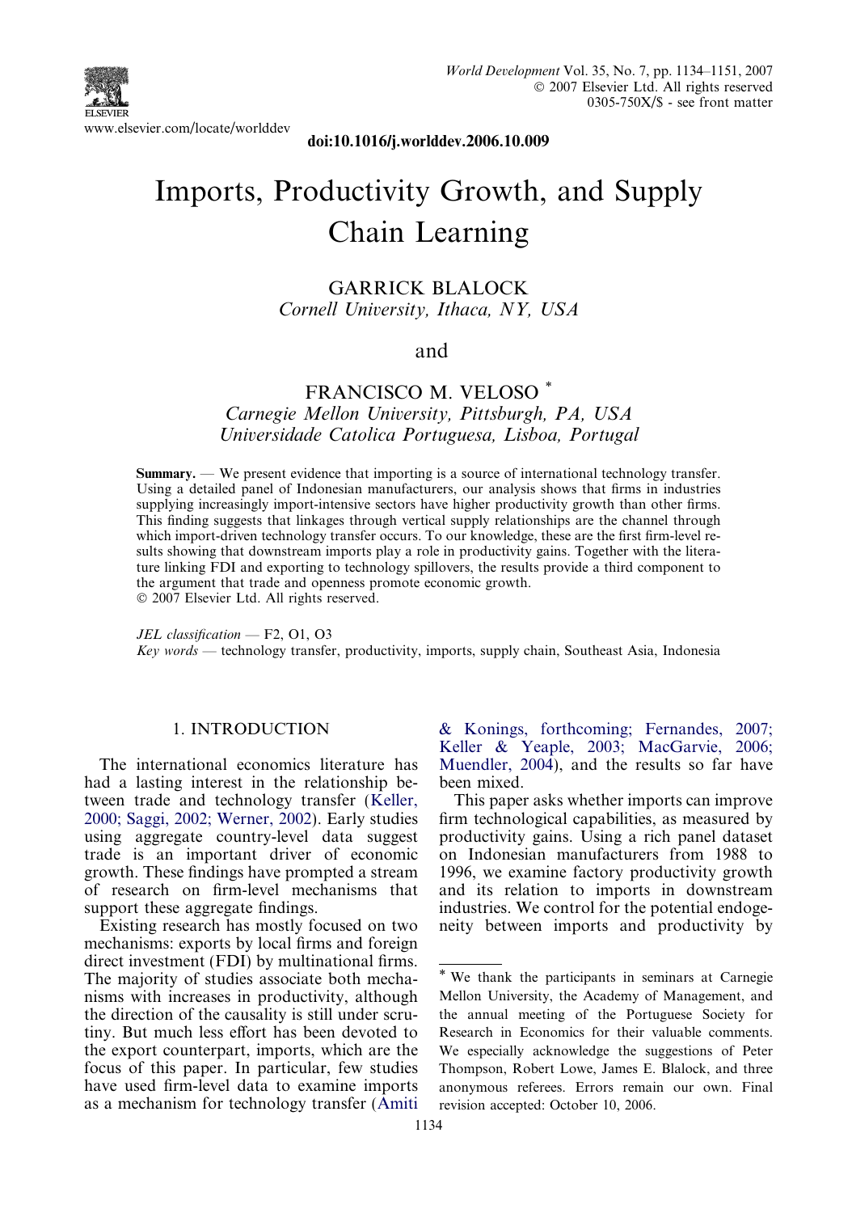doi:10.1016/j.worlddev.2006.10.009

# Imports, Productivity Growth, and Supply Chain Learning

GARRICK BLALOCK
*Cornell University, Ithaca, NY, USA*

and

FRANCISCO M. VELOSO [*]
*Carnegie Mellon University, Pittsburgh, PA, USA*
*Universidade Catolica Portuguesa, Lisboa, Portugal*

**Summary.** — We present evidence that importing is a source of international technology transfer. Using a detailed panel of Indonesian manufacturers, our analysis shows that firms in industries supplying increasingly import-intensive sectors have higher productivity growth than other firms. This finding suggests that linkages through vertical supply relationships are the channel through which import-driven technology transfer occurs. To our knowledge, these are the first firm-level results showing that downstream imports play a role in productivity gains. Together with the literature linking FDI and exporting to technology spillovers, the results provide a third component to the argument that trade and openness promote economic growth.
© 2007 Elsevier Ltd. All rights reserved.

*JEL classification* — F2, O1, O3
*Key words* — technology transfer, productivity, imports, supply chain, Southeast Asia, Indonesia

## 1. INTRODUCTION

The international economics literature has had a lasting interest in the relationship between trade and technology transfer (Keller, 2000; Saggi, 2002; Werner, 2002). Early studies using aggregate country-level data suggest trade is an important driver of economic growth. These findings have prompted a stream of research on firm-level mechanisms that support these aggregate findings.

Existing research has mostly focused on two mechanisms: exports by local firms and foreign direct investment (FDI) by multinational firms. The majority of studies associate both mechanisms with increases in productivity, although the direction of the causality is still under scrutiny. But much less effort has been devoted to the export counterpart, imports, which are the focus of this paper. In particular, few studies have used firm-level data to examine imports as a mechanism for technology transfer (Amiti & Konings, forthcoming; Fernandes, 2007; Keller & Yeaple, 2003; MacGarvie, 2006; Muendler, 2004), and the results so far have been mixed.

This paper asks whether imports can improve firm technological capabilities, as measured by productivity gains. Using a rich panel dataset on Indonesian manufacturers from 1988 to 1996, we examine factory productivity growth and its relation to imports in downstream industries. We control for the potential endogeneity between imports and productivity by

---

[*] We thank the participants in seminars at Carnegie Mellon University, the Academy of Management, and the annual meeting of the Portuguese Society for Research in Economics for their valuable comments. We especially acknowledge the suggestions of Peter Thompson, Robert Lowe, James E. Blalock, and three anonymous referees. Errors remain our own. Final revision accepted: October 10, 2006.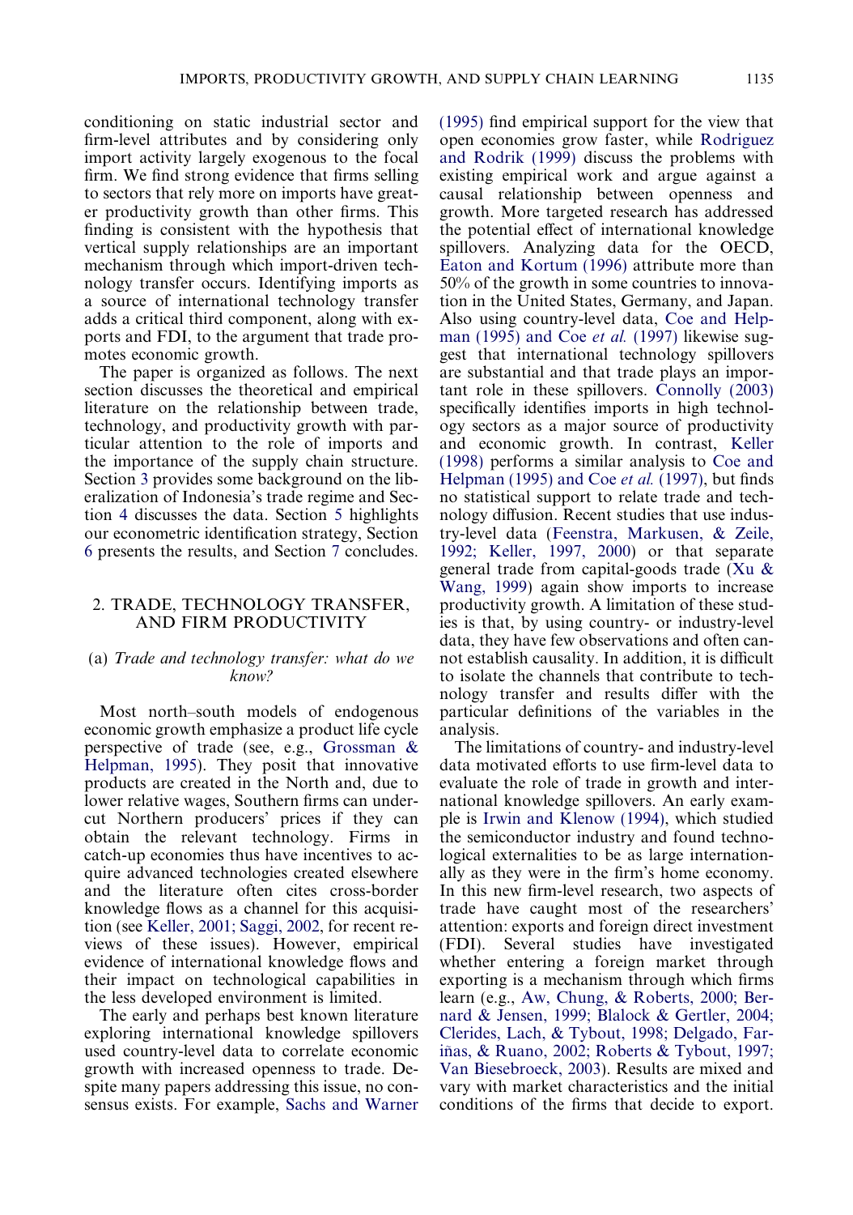conditioning on static industrial sector and firm-level attributes and by considering only import activity largely exogenous to the focal firm. We find strong evidence that firms selling to sectors that rely more on imports have greater productivity growth than other firms. This finding is consistent with the hypothesis that vertical supply relationships are an important mechanism through which import-driven technology transfer occurs. Identifying imports as a source of international technology transfer adds a critical third component, along with exports and FDI, to the argument that trade promotes economic growth.

The paper is organized as follows. The next section discusses the theoretical and empirical literature on the relationship between trade, technology, and productivity growth with particular attention to the role of imports and the importance of the supply chain structure. Section 3 provides some background on the liberalization of Indonesia's trade regime and Section 4 discusses the data. Section 5 highlights our econometric identification strategy, Section 6 presents the results, and Section 7 concludes.

## 2. TRADE, TECHNOLOGY TRANSFER, AND FIRM PRODUCTIVITY

### (a) *Trade and technology transfer: what do we know?*

Most north–south models of endogenous economic growth emphasize a product life cycle perspective of trade (see, e.g., Grossman & Helpman, 1995). They posit that innovative products are created in the North and, due to lower relative wages, Southern firms can undercut Northern producers' prices if they can obtain the relevant technology. Firms in catch-up economies thus have incentives to acquire advanced technologies created elsewhere and the literature often cites cross-border knowledge flows as a channel for this acquisition (see Keller, 2001; Saggi, 2002, for recent reviews of these issues). However, empirical evidence of international knowledge flows and their impact on technological capabilities in the less developed environment is limited.

The early and perhaps best known literature exploring international knowledge spillovers used country-level data to correlate economic growth with increased openness to trade. Despite many papers addressing this issue, no consensus exists. For example, Sachs and Warner (1995) find empirical support for the view that open economies grow faster, while Rodriguez and Rodrik (1999) discuss the problems with existing empirical work and argue against a causal relationship between openness and growth. More targeted research has addressed the potential effect of international knowledge spillovers. Analyzing data for the OECD, Eaton and Kortum (1996) attribute more than 50% of the growth in some countries to innovation in the United States, Germany, and Japan. Also using country-level data, Coe and Helpman (1995) and Coe *et al.* (1997) likewise suggest that international technology spillovers are substantial and that trade plays an important role in these spillovers. Connolly (2003) specifically identifies imports in high technology sectors as a major source of productivity and economic growth. In contrast, Keller (1998) performs a similar analysis to Coe and Helpman (1995) and Coe *et al.* (1997), but finds no statistical support to relate trade and technology diffusion. Recent studies that use industry-level data (Feenstra, Markusen, & Zeile, 1992; Keller, 1997, 2000) or that separate general trade from capital-goods trade (Xu & Wang, 1999) again show imports to increase productivity growth. A limitation of these studies is that, by using country- or industry-level data, they have few observations and often cannot establish causality. In addition, it is difficult to isolate the channels that contribute to technology transfer and results differ with the particular definitions of the variables in the analysis.

The limitations of country- and industry-level data motivated efforts to use firm-level data to evaluate the role of trade in growth and international knowledge spillovers. An early example is Irwin and Klenow (1994), which studied the semiconductor industry and found technological externalities to be as large internationally as they were in the firm's home economy. In this new firm-level research, two aspects of trade have caught most of the researchers' attention: exports and foreign direct investment (FDI). Several studies have investigated whether entering a foreign market through exporting is a mechanism through which firms learn (e.g., Aw, Chung, & Roberts, 2000; Bernard & Jensen, 1999; Blalock & Gertler, 2004; Clerides, Lach, & Tybout, 1998; Delgado, Fariñas, & Ruano, 2002; Roberts & Tybout, 1997; Van Biesebroeck, 2003). Results are mixed and vary with market characteristics and the initial conditions of the firms that decide to export.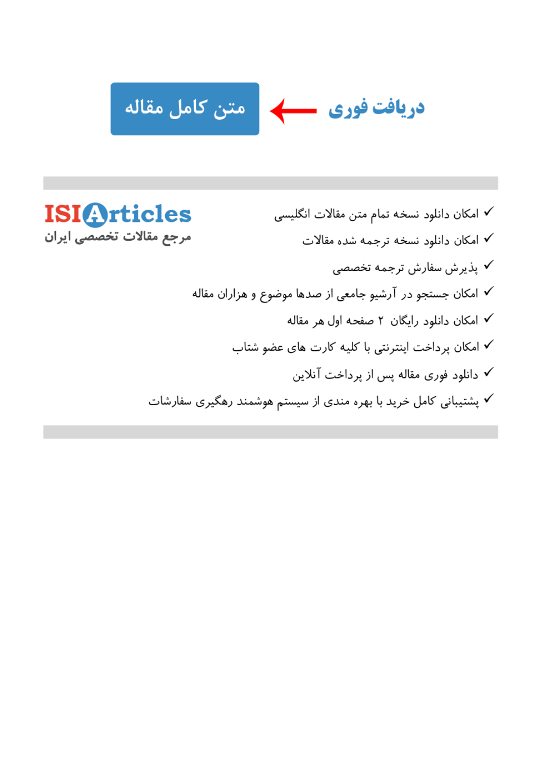**دریافت فوری** ← **متن کامل مقاله**

---

**ISIArticles**
مرجع مقالات تخصصی ایران

- ✓ امکان دانلود نسخه تمام متن مقالات انگلیسی
- ✓ امکان دانلود نسخه ترجمه شده مقالات
- ✓ پذیرش سفارش ترجمه تخصصی
- ✓ امکان جستجو در آرشیو جامعی از صدها موضوع و هزاران مقاله
- ✓ امکان دانلود رایگان ۲ صفحه اول هر مقاله
- ✓ امکان پرداخت اینترنتی با کلیه کارت های عضو شتاب
- ✓ دانلود فوری مقاله پس از پرداخت آنلاین
- ✓ پشتیبانی کامل خرید با بهره مندی از سیستم هوشمند رهگیری سفارشات

---